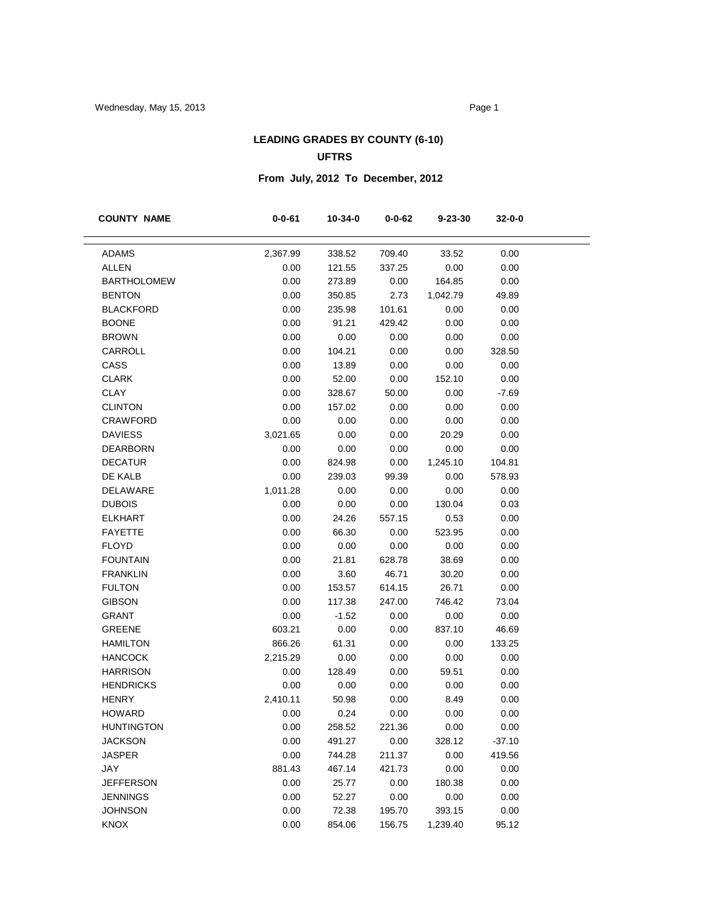# LEADING GRADES BY COUNTY (6-10)

## UFTRS

### From July, 2012 To December, 2012

| COUNTY NAME | 0-0-61 | 10-34-0 | 0-0-62 | 9-23-30 | 32-0-0 |
|---|---|---|---|---|---|
| ADAMS | 2,367.99 | 338.52 | 709.40 | 33.52 | 0.00 |
| ALLEN | 0.00 | 121.55 | 337.25 | 0.00 | 0.00 |
| BARTHOLOMEW | 0.00 | 273.89 | 0.00 | 164.85 | 0.00 |
| BENTON | 0.00 | 350.85 | 2.73 | 1,042.79 | 49.89 |
| BLACKFORD | 0.00 | 235.98 | 101.61 | 0.00 | 0.00 |
| BOONE | 0.00 | 91.21 | 429.42 | 0.00 | 0.00 |
| BROWN | 0.00 | 0.00 | 0.00 | 0.00 | 0.00 |
| CARROLL | 0.00 | 104.21 | 0.00 | 0.00 | 328.50 |
| CASS | 0.00 | 13.89 | 0.00 | 0.00 | 0.00 |
| CLARK | 0.00 | 52.00 | 0.00 | 152.10 | 0.00 |
| CLAY | 0.00 | 328.67 | 50.00 | 0.00 | -7.69 |
| CLINTON | 0.00 | 157.02 | 0.00 | 0.00 | 0.00 |
| CRAWFORD | 0.00 | 0.00 | 0.00 | 0.00 | 0.00 |
| DAVIESS | 3,021.65 | 0.00 | 0.00 | 20.29 | 0.00 |
| DEARBORN | 0.00 | 0.00 | 0.00 | 0.00 | 0.00 |
| DECATUR | 0.00 | 824.98 | 0.00 | 1,245.10 | 104.81 |
| DE KALB | 0.00 | 239.03 | 99.39 | 0.00 | 578.93 |
| DELAWARE | 1,011.28 | 0.00 | 0.00 | 0.00 | 0.00 |
| DUBOIS | 0.00 | 0.00 | 0.00 | 130.04 | 0.03 |
| ELKHART | 0.00 | 24.26 | 557.15 | 0.53 | 0.00 |
| FAYETTE | 0.00 | 66.30 | 0.00 | 523.95 | 0.00 |
| FLOYD | 0.00 | 0.00 | 0.00 | 0.00 | 0.00 |
| FOUNTAIN | 0.00 | 21.81 | 628.78 | 38.69 | 0.00 |
| FRANKLIN | 0.00 | 3.60 | 46.71 | 30.20 | 0.00 |
| FULTON | 0.00 | 153.57 | 614.15 | 26.71 | 0.00 |
| GIBSON | 0.00 | 117.38 | 247.00 | 746.42 | 73.04 |
| GRANT | 0.00 | -1.52 | 0.00 | 0.00 | 0.00 |
| GREENE | 603.21 | 0.00 | 0.00 | 837.10 | 46.69 |
| HAMILTON | 866.26 | 61.31 | 0.00 | 0.00 | 133.25 |
| HANCOCK | 2,215.29 | 0.00 | 0.00 | 0.00 | 0.00 |
| HARRISON | 0.00 | 128.49 | 0.00 | 59.51 | 0.00 |
| HENDRICKS | 0.00 | 0.00 | 0.00 | 0.00 | 0.00 |
| HENRY | 2,410.11 | 50.98 | 0.00 | 8.49 | 0.00 |
| HOWARD | 0.00 | 0.24 | 0.00 | 0.00 | 0.00 |
| HUNTINGTON | 0.00 | 258.52 | 221.36 | 0.00 | 0.00 |
| JACKSON | 0.00 | 491.27 | 0.00 | 328.12 | -37.10 |
| JASPER | 0.00 | 744.28 | 211.37 | 0.00 | 419.56 |
| JAY | 881.43 | 467.14 | 421.73 | 0.00 | 0.00 |
| JEFFERSON | 0.00 | 25.77 | 0.00 | 180.38 | 0.00 |
| JENNINGS | 0.00 | 52.27 | 0.00 | 0.00 | 0.00 |
| JOHNSON | 0.00 | 72.38 | 195.70 | 393.15 | 0.00 |
| KNOX | 0.00 | 854.06 | 156.75 | 1,239.40 | 95.12 |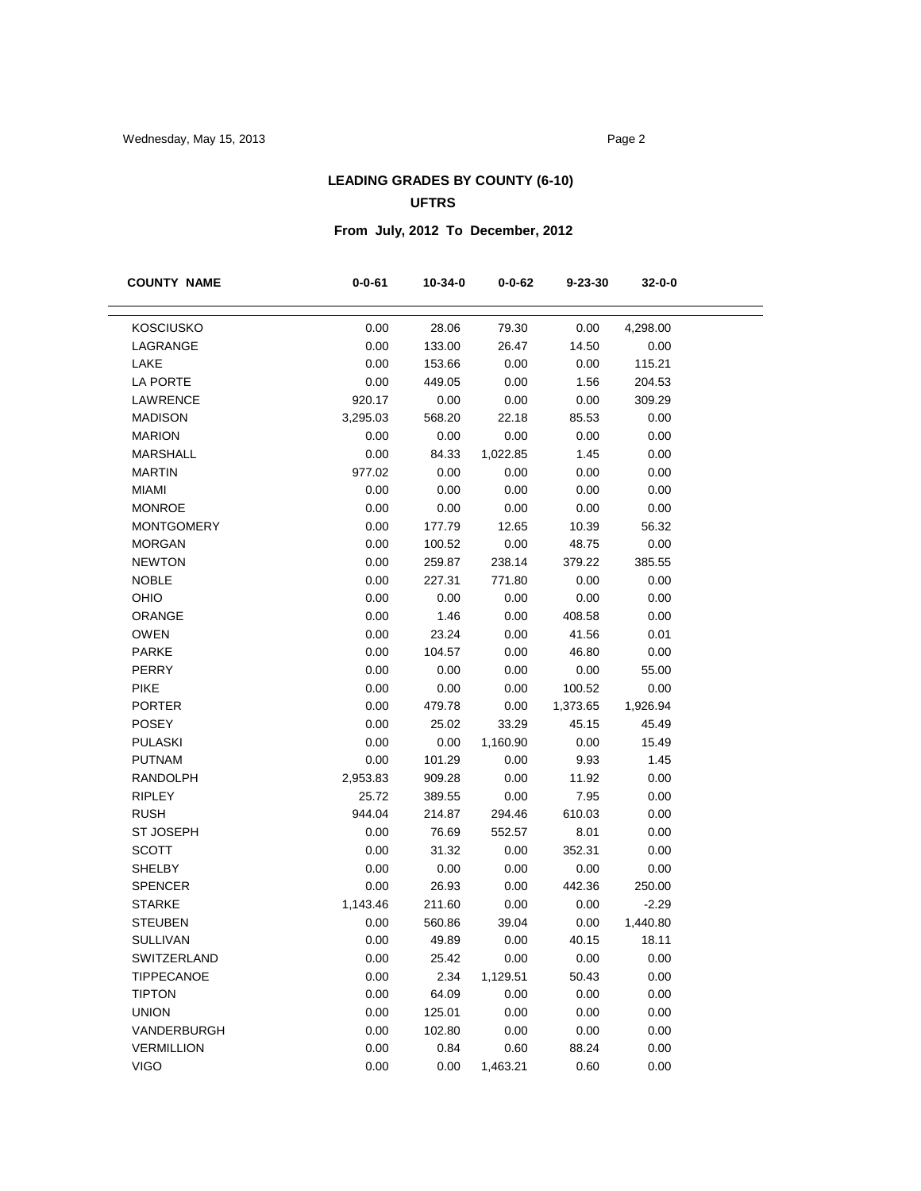## LEADING GRADES BY COUNTY (6-10)

### UFTRS

### From July, 2012 To December, 2012

| COUNTY NAME | 0-0-61 | 10-34-0 | 0-0-62 | 9-23-30 | 32-0-0 |
|---|---|---|---|---|---|
| KOSCIUSKO | 0.00 | 28.06 | 79.30 | 0.00 | 4,298.00 |
| LAGRANGE | 0.00 | 133.00 | 26.47 | 14.50 | 0.00 |
| LAKE | 0.00 | 153.66 | 0.00 | 0.00 | 115.21 |
| LA PORTE | 0.00 | 449.05 | 0.00 | 1.56 | 204.53 |
| LAWRENCE | 920.17 | 0.00 | 0.00 | 0.00 | 309.29 |
| MADISON | 3,295.03 | 568.20 | 22.18 | 85.53 | 0.00 |
| MARION | 0.00 | 0.00 | 0.00 | 0.00 | 0.00 |
| MARSHALL | 0.00 | 84.33 | 1,022.85 | 1.45 | 0.00 |
| MARTIN | 977.02 | 0.00 | 0.00 | 0.00 | 0.00 |
| MIAMI | 0.00 | 0.00 | 0.00 | 0.00 | 0.00 |
| MONROE | 0.00 | 0.00 | 0.00 | 0.00 | 0.00 |
| MONTGOMERY | 0.00 | 177.79 | 12.65 | 10.39 | 56.32 |
| MORGAN | 0.00 | 100.52 | 0.00 | 48.75 | 0.00 |
| NEWTON | 0.00 | 259.87 | 238.14 | 379.22 | 385.55 |
| NOBLE | 0.00 | 227.31 | 771.80 | 0.00 | 0.00 |
| OHIO | 0.00 | 0.00 | 0.00 | 0.00 | 0.00 |
| ORANGE | 0.00 | 1.46 | 0.00 | 408.58 | 0.00 |
| OWEN | 0.00 | 23.24 | 0.00 | 41.56 | 0.01 |
| PARKE | 0.00 | 104.57 | 0.00 | 46.80 | 0.00 |
| PERRY | 0.00 | 0.00 | 0.00 | 0.00 | 55.00 |
| PIKE | 0.00 | 0.00 | 0.00 | 100.52 | 0.00 |
| PORTER | 0.00 | 479.78 | 0.00 | 1,373.65 | 1,926.94 |
| POSEY | 0.00 | 25.02 | 33.29 | 45.15 | 45.49 |
| PULASKI | 0.00 | 0.00 | 1,160.90 | 0.00 | 15.49 |
| PUTNAM | 0.00 | 101.29 | 0.00 | 9.93 | 1.45 |
| RANDOLPH | 2,953.83 | 909.28 | 0.00 | 11.92 | 0.00 |
| RIPLEY | 25.72 | 389.55 | 0.00 | 7.95 | 0.00 |
| RUSH | 944.04 | 214.87 | 294.46 | 610.03 | 0.00 |
| ST JOSEPH | 0.00 | 76.69 | 552.57 | 8.01 | 0.00 |
| SCOTT | 0.00 | 31.32 | 0.00 | 352.31 | 0.00 |
| SHELBY | 0.00 | 0.00 | 0.00 | 0.00 | 0.00 |
| SPENCER | 0.00 | 26.93 | 0.00 | 442.36 | 250.00 |
| STARKE | 1,143.46 | 211.60 | 0.00 | 0.00 | -2.29 |
| STEUBEN | 0.00 | 560.86 | 39.04 | 0.00 | 1,440.80 |
| SULLIVAN | 0.00 | 49.89 | 0.00 | 40.15 | 18.11 |
| SWITZERLAND | 0.00 | 25.42 | 0.00 | 0.00 | 0.00 |
| TIPPECANOE | 0.00 | 2.34 | 1,129.51 | 50.43 | 0.00 |
| TIPTON | 0.00 | 64.09 | 0.00 | 0.00 | 0.00 |
| UNION | 0.00 | 125.01 | 0.00 | 0.00 | 0.00 |
| VANDERBURGH | 0.00 | 102.80 | 0.00 | 0.00 | 0.00 |
| VERMILLION | 0.00 | 0.84 | 0.60 | 88.24 | 0.00 |
| VIGO | 0.00 | 0.00 | 1,463.21 | 0.60 | 0.00 |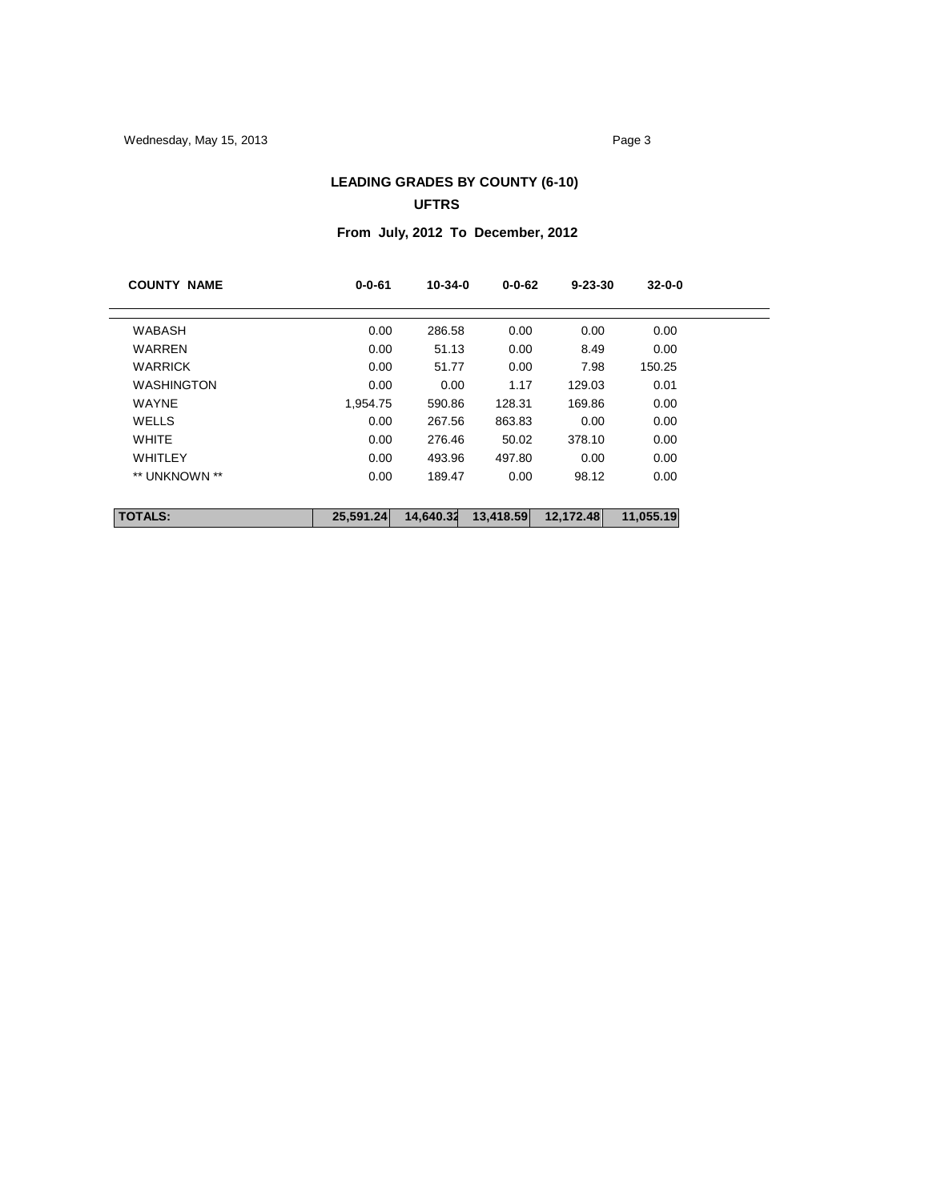## LEADING GRADES BY COUNTY (6-10)

## UFTRS

### From July, 2012 To December, 2012

| COUNTY NAME | 0-0-61 | 10-34-0 | 0-0-62 | 9-23-30 | 32-0-0 |
|---|---|---|---|---|---|
| WABASH | 0.00 | 286.58 | 0.00 | 0.00 | 0.00 |
| WARREN | 0.00 | 51.13 | 0.00 | 8.49 | 0.00 |
| WARRICK | 0.00 | 51.77 | 0.00 | 7.98 | 150.25 |
| WASHINGTON | 0.00 | 0.00 | 1.17 | 129.03 | 0.01 |
| WAYNE | 1,954.75 | 590.86 | 128.31 | 169.86 | 0.00 |
| WELLS | 0.00 | 267.56 | 863.83 | 0.00 | 0.00 |
| WHITE | 0.00 | 276.46 | 50.02 | 378.10 | 0.00 |
| WHITLEY | 0.00 | 493.96 | 497.80 | 0.00 | 0.00 |
| ** UNKNOWN ** | 0.00 | 189.47 | 0.00 | 98.12 | 0.00 |
| **TOTALS:** | **25,591.24** | **14,640.32** | **13,418.59** | **12,172.48** | **11,055.19** |